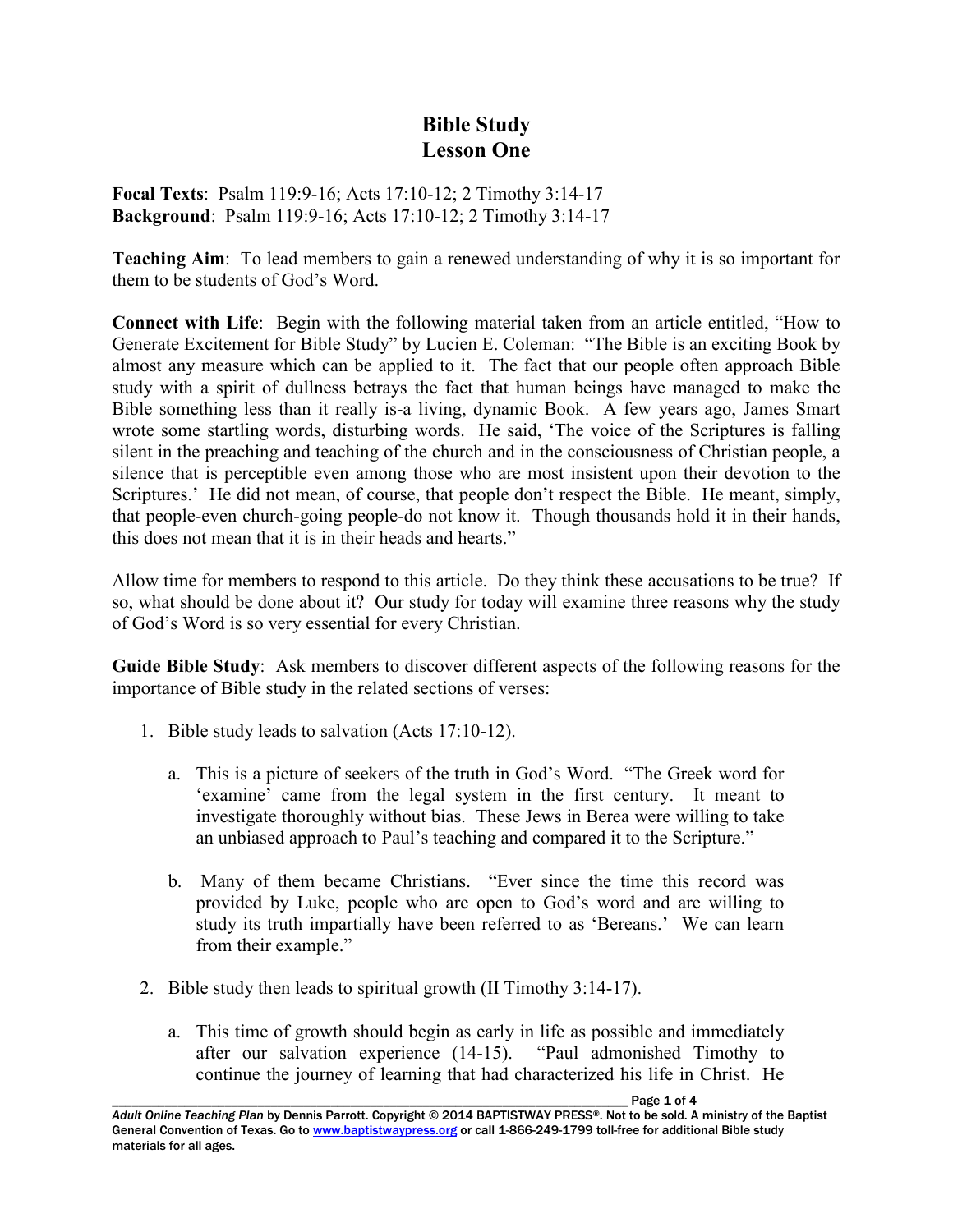# Bible Study
## Lesson One

**Focal Texts**: Psalm 119:9-16; Acts 17:10-12; 2 Timothy 3:14-17
**Background**: Psalm 119:9-16; Acts 17:10-12; 2 Timothy 3:14-17

**Teaching Aim**: To lead members to gain a renewed understanding of why it is so important for them to be students of God's Word.

**Connect with Life**: Begin with the following material taken from an article entitled, "How to Generate Excitement for Bible Study" by Lucien E. Coleman: "The Bible is an exciting Book by almost any measure which can be applied to it. The fact that our people often approach Bible study with a spirit of dullness betrays the fact that human beings have managed to make the Bible something less than it really is-a living, dynamic Book. A few years ago, James Smart wrote some startling words, disturbing words. He said, 'The voice of the Scriptures is falling silent in the preaching and teaching of the church and in the consciousness of Christian people, a silence that is perceptible even among those who are most insistent upon their devotion to the Scriptures.' He did not mean, of course, that people don't respect the Bible. He meant, simply, that people-even church-going people-do not know it. Though thousands hold it in their hands, this does not mean that it is in their heads and hearts."

Allow time for members to respond to this article. Do they think these accusations to be true? If so, what should be done about it? Our study for today will examine three reasons why the study of God's Word is so very essential for every Christian.

**Guide Bible Study**: Ask members to discover different aspects of the following reasons for the importance of Bible study in the related sections of verses:

1. Bible study leads to salvation (Acts 17:10-12).

   a. This is a picture of seekers of the truth in God's Word. "The Greek word for 'examine' came from the legal system in the first century. It meant to investigate thoroughly without bias. These Jews in Berea were willing to take an unbiased approach to Paul's teaching and compared it to the Scripture."

   b. Many of them became Christians. "Ever since the time this record was provided by Luke, people who are open to God's word and are willing to study its truth impartially have been referred to as 'Bereans.' We can learn from their example."

2. Bible study then leads to spiritual growth (II Timothy 3:14-17).

   a. This time of growth should begin as early in life as possible and immediately after our salvation experience (14-15). "Paul admonished Timothy to continue the journey of learning that had characterized his life in Christ. He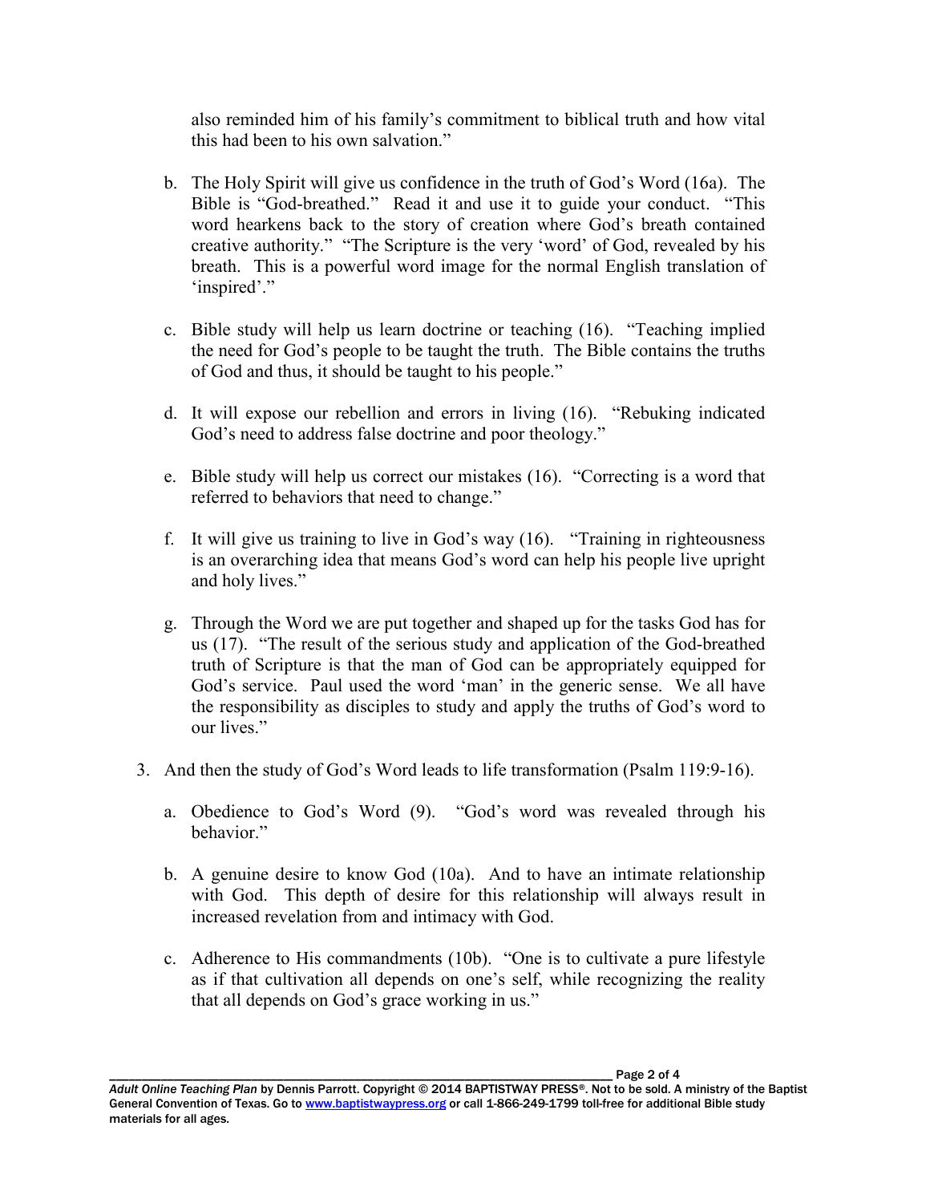also reminded him of his family's commitment to biblical truth and how vital this had been to his own salvation."

   b. The Holy Spirit will give us confidence in the truth of God's Word (16a). The Bible is "God-breathed." Read it and use it to guide your conduct. "This word hearkens back to the story of creation where God's breath contained creative authority." "The Scripture is the very 'word' of God, revealed by his breath. This is a powerful word image for the normal English translation of 'inspired'."

   c. Bible study will help us learn doctrine or teaching (16). "Teaching implied the need for God's people to be taught the truth. The Bible contains the truths of God and thus, it should be taught to his people."

   d. It will expose our rebellion and errors in living (16). "Rebuking indicated God's need to address false doctrine and poor theology."

   e. Bible study will help us correct our mistakes (16). "Correcting is a word that referred to behaviors that need to change."

   f. It will give us training to live in God's way (16). "Training in righteousness is an overarching idea that means God's word can help his people live upright and holy lives."

   g. Through the Word we are put together and shaped up for the tasks God has for us (17). "The result of the serious study and application of the God-breathed truth of Scripture is that the man of God can be appropriately equipped for God's service. Paul used the word 'man' in the generic sense. We all have the responsibility as disciples to study and apply the truths of God's word to our lives."

3. And then the study of God's Word leads to life transformation (Psalm 119:9-16).

   a. Obedience to God's Word (9). "God's word was revealed through his behavior."

   b. A genuine desire to know God (10a). And to have an intimate relationship with God. This depth of desire for this relationship will always result in increased revelation from and intimacy with God.

   c. Adherence to His commandments (10b). "One is to cultivate a pure lifestyle as if that cultivation all depends on one's self, while recognizing the reality that all depends on God's grace working in us."

*Adult Online Teaching Plan* by Dennis Parrott. Copyright © 2014 BAPTISTWAY PRESS®. Not to be sold. A ministry of the Baptist General Convention of Texas. Go to www.baptistwaypress.org or call 1-866-249-1799 toll-free for additional Bible study materials for all ages.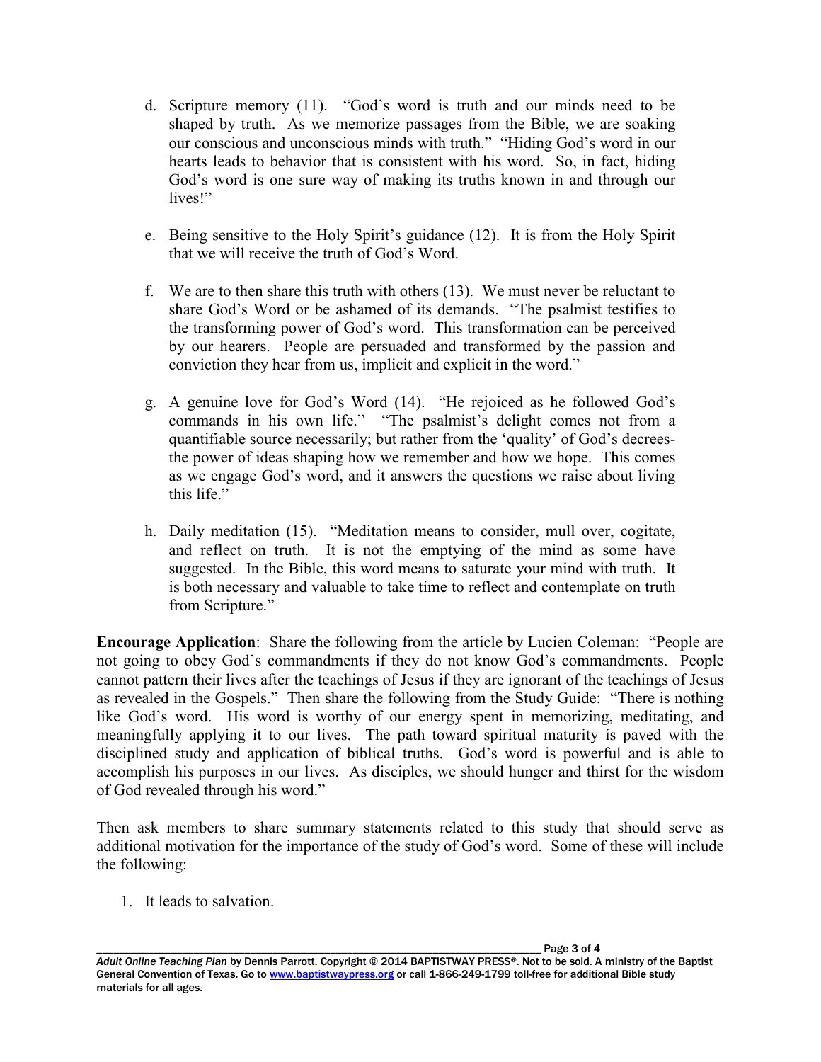d. Scripture memory (11). "God's word is truth and our minds need to be shaped by truth. As we memorize passages from the Bible, we are soaking our conscious and unconscious minds with truth." "Hiding God's word in our hearts leads to behavior that is consistent with his word. So, in fact, hiding God's word is one sure way of making its truths known in and through our lives!"

e. Being sensitive to the Holy Spirit's guidance (12). It is from the Holy Spirit that we will receive the truth of God's Word.

f. We are to then share this truth with others (13). We must never be reluctant to share God's Word or be ashamed of its demands. "The psalmist testifies to the transforming power of God's word. This transformation can be perceived by our hearers. People are persuaded and transformed by the passion and conviction they hear from us, implicit and explicit in the word."

g. A genuine love for God's Word (14). "He rejoiced as he followed God's commands in his own life." "The psalmist's delight comes not from a quantifiable source necessarily; but rather from the 'quality' of God's decrees- the power of ideas shaping how we remember and how we hope. This comes as we engage God's word, and it answers the questions we raise about living this life."

h. Daily meditation (15). "Meditation means to consider, mull over, cogitate, and reflect on truth. It is not the emptying of the mind as some have suggested. In the Bible, this word means to saturate your mind with truth. It is both necessary and valuable to take time to reflect and contemplate on truth from Scripture."

**Encourage Application**: Share the following from the article by Lucien Coleman: "People are not going to obey God's commandments if they do not know God's commandments. People cannot pattern their lives after the teachings of Jesus if they are ignorant of the teachings of Jesus as revealed in the Gospels." Then share the following from the Study Guide: "There is nothing like God's word. His word is worthy of our energy spent in memorizing, meditating, and meaningfully applying it to our lives. The path toward spiritual maturity is paved with the disciplined study and application of biblical truths. God's word is powerful and is able to accomplish his purposes in our lives. As disciples, we should hunger and thirst for the wisdom of God revealed through his word."

Then ask members to share summary statements related to this study that should serve as additional motivation for the importance of the study of God's word. Some of these will include the following:

1. It leads to salvation.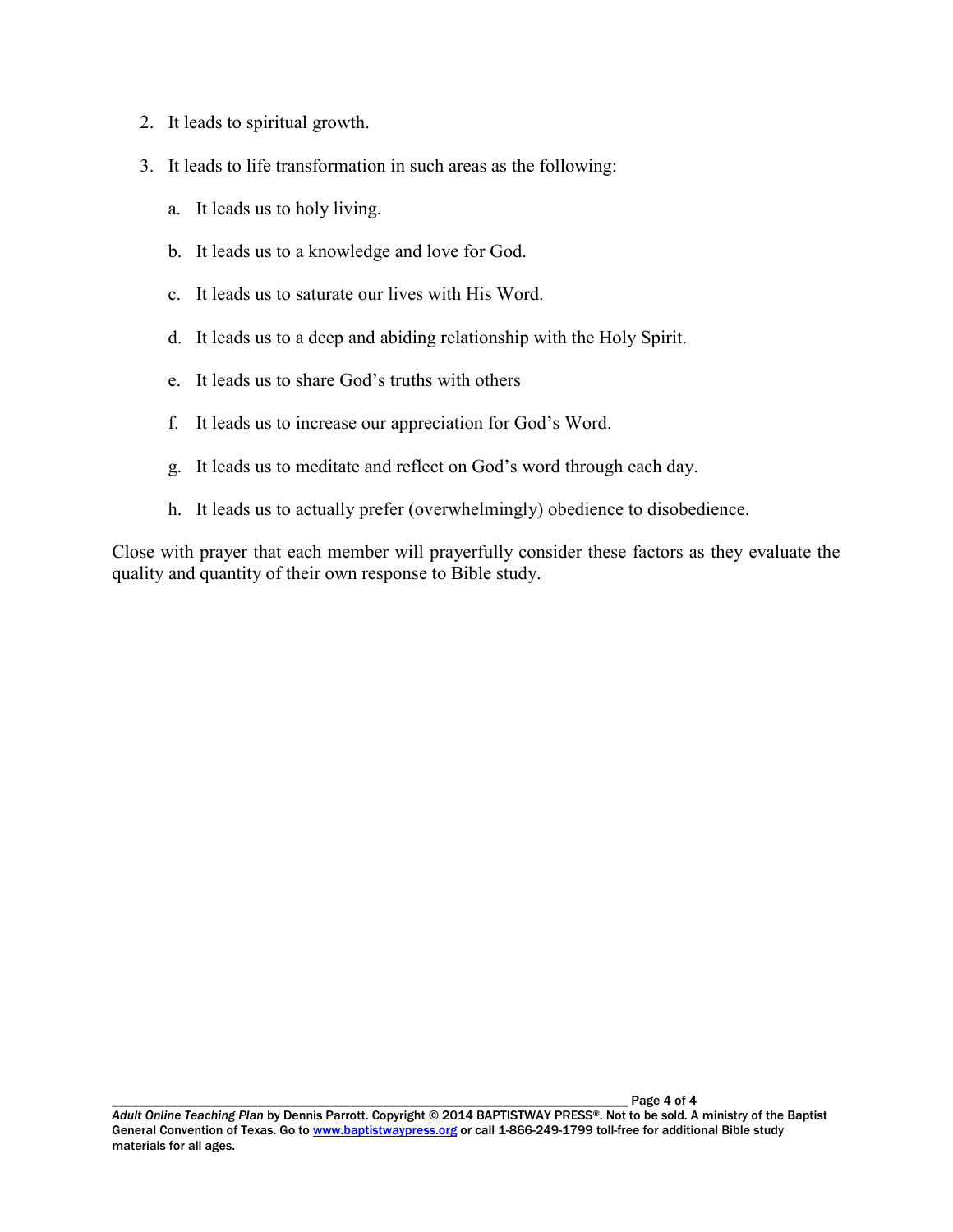2. It leads to spiritual growth.

3. It leads to life transformation in such areas as the following:

   a. It leads us to holy living.

   b. It leads us to a knowledge and love for God.

   c. It leads us to saturate our lives with His Word.

   d. It leads us to a deep and abiding relationship with the Holy Spirit.

   e. It leads us to share God's truths with others

   f. It leads us to increase our appreciation for God's Word.

   g. It leads us to meditate and reflect on God's word through each day.

   h. It leads us to actually prefer (overwhelmingly) obedience to disobedience.

Close with prayer that each member will prayerfully consider these factors as they evaluate the quality and quantity of their own response to Bible study.